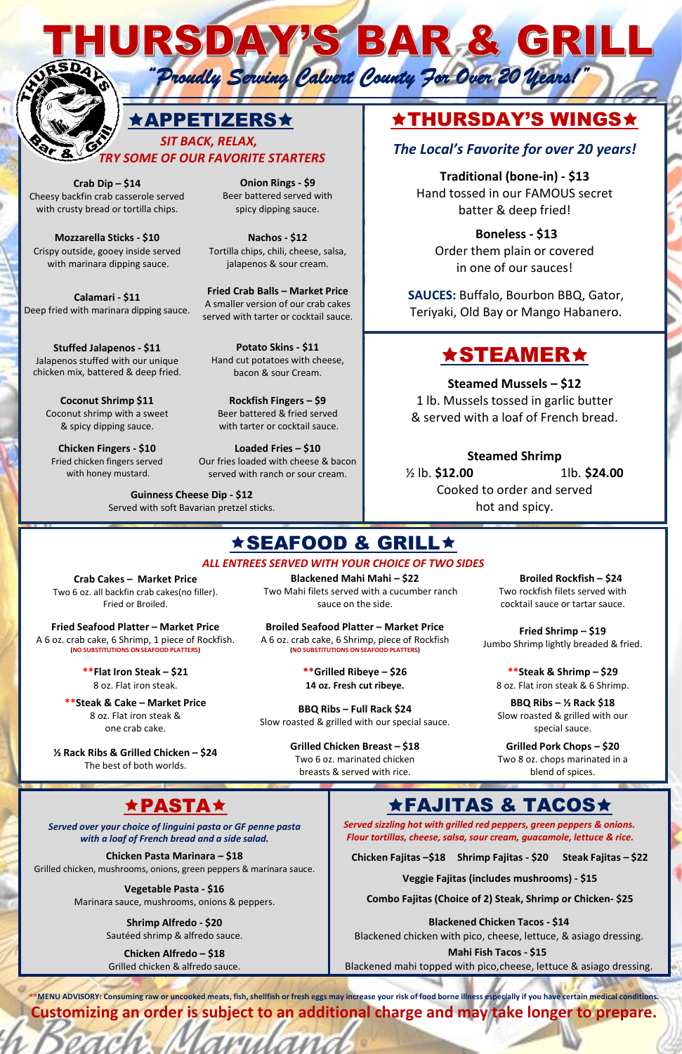# THURSDAY'S BAR & GRILL

*"Proudly Serving Calvert County For Over 20 Years!"*

## ★APPETIZERS★

*SIT BACK, RELAX,*
*TRY SOME OF OUR FAVORITE STARTERS*

**Crab Dip – $14**
Cheesy backfin crab casserole served with crusty bread or tortilla chips.

**Onion Rings - $9**
Beer battered served with spicy dipping sauce.

**Mozzarella Sticks - $10**
Crispy outside, gooey inside served with marinara dipping sauce.

**Nachos - $12**
Tortilla chips, chili, cheese, salsa, jalapenos & sour cream.

**Calamari - $11**
Deep fried with marinara dipping sauce.

**Fried Crab Balls – Market Price**
A smaller version of our crab cakes served with tarter or cocktail sauce.

**Stuffed Jalapenos - $11**
Jalapenos stuffed with our unique chicken mix, battered & deep fried.

**Potato Skins - $11**
Hand cut potatoes with cheese, bacon & sour Cream.

**Coconut Shrimp $11**
Coconut shrimp with a sweet & spicy dipping sauce.

**Rockfish Fingers – $9**
Beer battered & fried served with tarter or cocktail sauce.

**Chicken Fingers - $10**
Fried chicken fingers served with honey mustard.

**Loaded Fries – $10**
Our fries loaded with cheese & bacon served with ranch or sour cream.

**Guinness Cheese Dip - $12**
Served with soft Bavarian pretzel sticks.

## ★THURSDAY'S WINGS★

*The Local's Favorite for over 20 years!*

**Traditional (bone-in) - $13**
Hand tossed in our FAMOUS secret batter & deep fried!

**Boneless - $13**
Order them plain or covered in one of our sauces!

**SAUCES:** Buffalo, Bourbon BBQ, Gator, Teriyaki, Old Bay or Mango Habanero.

## ★STEAMER★

**Steamed Mussels – $12**
1 lb. Mussels tossed in garlic butter & served with a loaf of French bread.

**Steamed Shrimp**
½ lb. **$12.00** 1lb. **$24.00**
Cooked to order and served hot and spicy.

## ★SEAFOOD & GRILL★

*ALL ENTREES SERVED WITH YOUR CHOICE OF TWO SIDES*

**Crab Cakes – Market Price**
Two 6 oz. all backfin crab cakes(no filler). Fried or Broiled.

**Blackened Mahi Mahi – $22**
Two Mahi filets served with a cucumber ranch sauce on the side.

**Broiled Rockfish – $24**
Two rockfish filets served with cocktail sauce or tartar sauce.

**Fried Seafood Platter – Market Price**
A 6 oz. crab cake, 6 Shrimp, 1 piece of Rockfish.
(NO SUBSTITUTIONS ON SEAFOOD PLATTERS)

**Broiled Seafood Platter – Market Price**
A 6 oz. crab cake, 6 Shrimp, piece of Rockfish
(NO SUBSTITUTIONS ON SEAFOOD PLATTERS)

**Fried Shrimp – $19**
Jumbo Shrimp lightly breaded & fried.

****Flat Iron Steak – $21**
8 oz. Flat iron steak.

****Grilled Ribeye – $26**
**14 oz. Fresh cut ribeye.**

****Steak & Shrimp – $29**
8 oz. Flat iron steak & 6 Shrimp.

****Steak & Cake – Market Price**
8 oz. Flat iron steak & one crab cake.

**BBQ Ribs – Full Rack $24**
Slow roasted & grilled with our special sauce.

**BBQ Ribs – ½ Rack $18**
Slow roasted & grilled with our special sauce.

**½ Rack Ribs & Grilled Chicken – $24**
The best of both worlds.

**Grilled Chicken Breast – $18**
Two 6 oz. marinated chicken breasts & served with rice.

**Grilled Pork Chops – $20**
Two 8 oz. chops marinated in a blend of spices.

## ★PASTA★

*Served over your choice of linguini pasta or GF penne pasta with a loaf of French bread and a side salad.*

**Chicken Pasta Marinara – $18**
Grilled chicken, mushrooms, onions, green peppers & marinara sauce.

**Vegetable Pasta - $16**
Marinara sauce, mushrooms, onions & peppers.

**Shrimp Alfredo - $20**
Sautéed shrimp & alfredo sauce.

**Chicken Alfredo – $18**
Grilled chicken & alfredo sauce.

## ★FAJITAS & TACOS★

*Served sizzling hot with grilled red peppers, green peppers & onions. Flour tortillas, cheese, salsa, sour cream, guacamole, lettuce & rice.*

**Chicken Fajitas –$18** **Shrimp Fajitas - $20** **Steak Fajitas – $22**

**Veggie Fajitas (includes mushrooms) - $15**

**Combo Fajitas (Choice of 2) Steak, Shrimp or Chicken- $25**

**Blackened Chicken Tacos - $14**
Blackened chicken with pico, cheese, lettuce, & asiago dressing.

**Mahi Fish Tacos - $15**
Blackened mahi topped with pico,cheese, lettuce, & asiago dressing.

****MENU ADVISORY: Consuming raw or uncooked meats, fish, shellfish or fresh eggs may increase your risk of food borne illness especially if you have certain medical conditions.**

**Customizing an order is subject to an additional charge and may take longer to prepare.**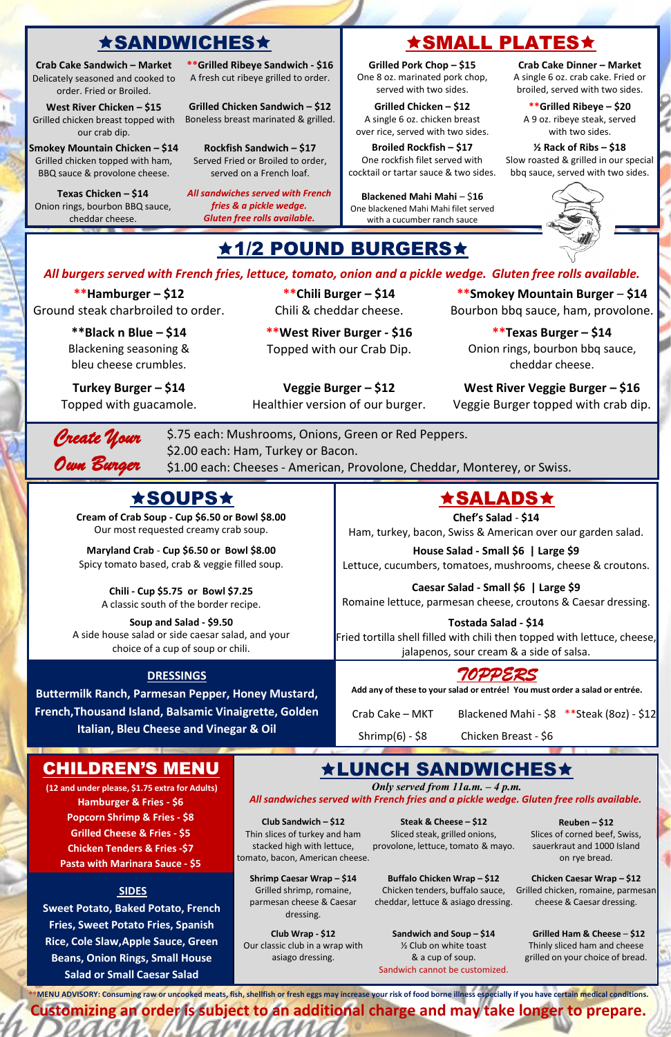## ★SANDWICHES★

**Crab Cake Sandwich – Market**
Delicately seasoned and cooked to order. Fried or Broiled.

**West River Chicken – $15**
Grilled chicken breast topped with our crab dip.

**Smokey Mountain Chicken – $14**
Grilled chicken topped with ham, BBQ sauce & provolone cheese.

**Texas Chicken – $14**
Onion rings, bourbon BBQ sauce, cheddar cheese.

****Grilled Ribeye Sandwich - $16**
A fresh cut ribeye grilled to order.

**Grilled Chicken Sandwich – $12**
Boneless breast marinated & grilled.

**Rockfish Sandwich – $17**
Served Fried or Broiled to order, served on a French loaf.

*All sandwiches served with French fries & a pickle wedge. Gluten free rolls available.*

## ★SMALL PLATES★

**Grilled Pork Chop – $15**
One 8 oz. marinated pork chop, served with two sides.

**Grilled Chicken – $12**
A single 6 oz. chicken breast over rice, served with two sides.

**Broiled Rockfish – $17**
One rockfish filet served with cocktail or tartar sauce & two sides.

**Blackened Mahi Mahi – $16**
One blackened Mahi Mahi filet served with a cucumber ranch sauce

**Crab Cake Dinner – Market**
A single 6 oz. crab cake. Fried or broiled, served with two sides.

****Grilled Ribeye – $20**
A 9 oz. ribeye steak, served with two sides.

**½ Rack of Ribs – $18**
Slow roasted & grilled in our special bbq sauce, served with two sides.

## ★1/2 POUND BURGERS★

*All burgers served with French fries, lettuce, tomato, onion and a pickle wedge. Gluten free rolls available.*

****Hamburger – $12**
Ground steak charbroiled to order.

****Chili Burger – $14**
Chili & cheddar cheese.

****Smokey Mountain Burger – $14**
Bourbon bbq sauce, ham, provolone.

****Black n Blue – $14**
Blackening seasoning & bleu cheese crumbles.

****West River Burger - $16**
Topped with our Crab Dip.

****Texas Burger – $14**
Onion rings, bourbon bbq sauce, cheddar cheese.

**Turkey Burger – $14**
Topped with guacamole.

**Veggie Burger – $12**
Healthier version of our burger.

**West River Veggie Burger – $16**
Veggie Burger topped with crab dip.

*Create Your Own Burger*

$.75 each: Mushrooms, Onions, Green or Red Peppers.
$2.00 each: Ham, Turkey or Bacon.
$1.00 each: Cheeses - American, Provolone, Cheddar, Monterey, or Swiss.

## ★SOUPS★

**Cream of Crab Soup - Cup $6.50 or Bowl $8.00**
Our most requested creamy crab soup.

**Maryland Crab - Cup $6.50 or Bowl $8.00**
Spicy tomato based, crab & veggie filled soup.

**Chili - Cup $5.75 or Bowl $7.25**
A classic south of the border recipe.

**Soup and Salad - $9.50**
A side house salad or side caesar salad, and your choice of a cup of soup or chili.

### DRESSINGS

**Buttermilk Ranch, Parmesan Pepper, Honey Mustard, French, Thousand Island, Balsamic Vinaigrette, Golden Italian, Bleu Cheese and Vinegar & Oil**

## ★SALADS★

**Chef's Salad - $14**
Ham, turkey, bacon, Swiss & American over our garden salad.

**House Salad - Small $6 | Large $9**
Lettuce, cucumbers, tomatoes, mushrooms, cheese & croutons.

**Caesar Salad - Small $6 | Large $9**
Romaine lettuce, parmesan cheese, croutons & Caesar dressing.

**Tostada Salad - $14**
Fried tortilla shell filled with chili then topped with lettuce, cheese, jalapenos, sour cream & a side of salsa.

### TOPPERS

**Add any of these to your salad or entrée! You must order a salad or entrée.**

Crab Cake – MKT | Blackened Mahi - $8 | **Steak (8oz) - $12
Shrimp(6) - $8 | Chicken Breast - $6

## CHILDREN'S MENU

**(12 and under please, $1.75 extra for Adults)**

**Hamburger & Fries - $6**
**Popcorn Shrimp & Fries - $8**
**Grilled Cheese & Fries - $5**
**Chicken Tenders & Fries -$7**
**Pasta with Marinara Sauce - $5**

### SIDES

**Sweet Potato, Baked Potato, French Fries, Sweet Potato Fries, Spanish Rice, Cole Slaw, Apple Sauce, Green Beans, Onion Rings, Small House Salad or Small Caesar Salad**

## ★LUNCH SANDWICHES★

*Only served from 11a.m. – 4 p.m.*
*All sandwiches served with French fries and a pickle wedge. Gluten free rolls available.*

**Club Sandwich – $12**
Thin slices of turkey and ham stacked high with lettuce, tomato, bacon, American cheese.

**Steak & Cheese – $12**
Sliced steak, grilled onions, provolone, lettuce, tomato & mayo.

**Reuben – $12**
Slices of corned beef, Swiss, sauerkraut and 1000 Island on rye bread.

**Shrimp Caesar Wrap – $14**
Grilled shrimp, romaine, parmesan cheese & Caesar dressing.

**Buffalo Chicken Wrap – $12**
Chicken tenders, buffalo sauce, cheddar, lettuce & asiago dressing.

**Chicken Caesar Wrap – $12**
Grilled chicken, romaine, parmesan cheese & Caesar dressing.

**Club Wrap - $12**
Our classic club in a wrap with asiago dressing.

**Sandwich and Soup – $14**
½ Club on white toast & a cup of soup.
Sandwich cannot be customized.

**Grilled Ham & Cheese – $12**
Thinly sliced ham and cheese grilled on your choice of bread.

****MENU ADVISORY: Consuming raw or uncooked meats, fish, shellfish or fresh eggs may increase your risk of food borne illness especially if you have certain medical conditions.**

**Customizing an order is subject to an additional charge and may take longer to prepare.**